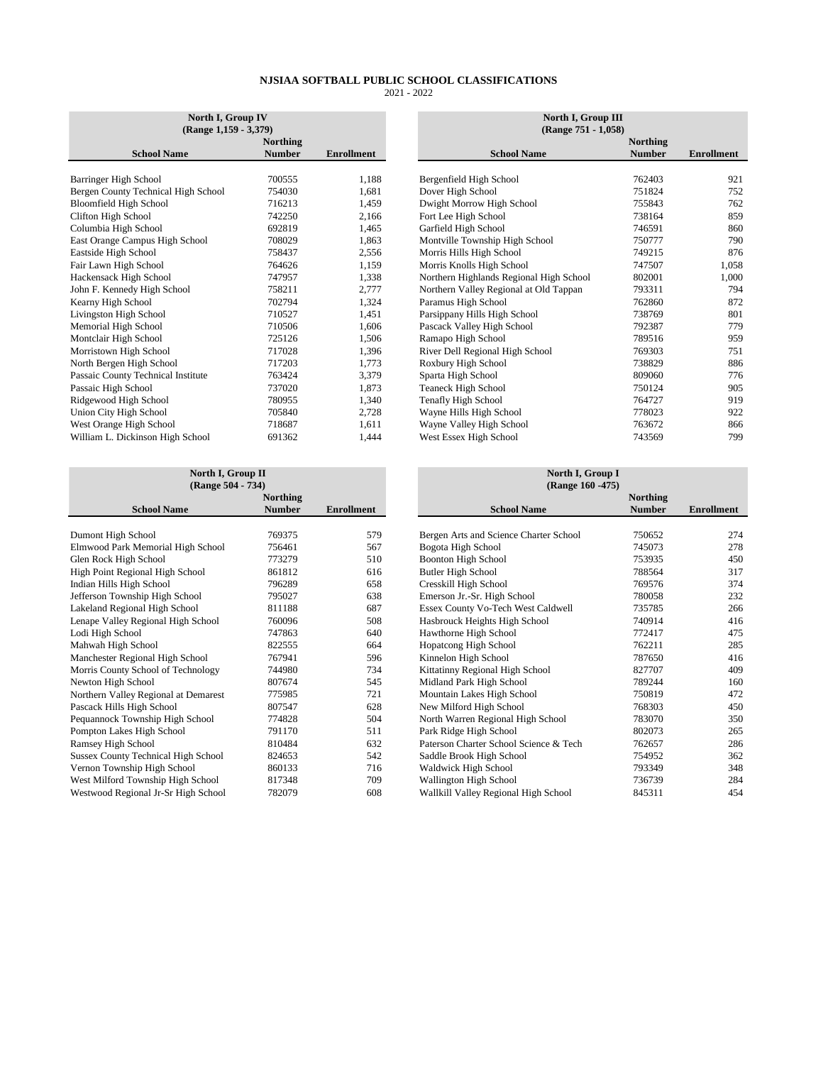# NJSIAA SOFTBALL PUBLIC SCHOOL CLASSIFICATIONS

2021 - 2022

| North I, Group IV (Range 1,159 - 3,379) | | |
|---|---|---|
| **School Name** | **Northing Number** | **Enrollment** |
| Barringer High School | 700555 | 1,188 |
| Bergen County Technical High School | 754030 | 1,681 |
| Bloomfield High School | 716213 | 1,459 |
| Clifton High School | 742250 | 2,166 |
| Columbia High School | 692819 | 1,465 |
| East Orange Campus High School | 708029 | 1,863 |
| Eastside High School | 758437 | 2,556 |
| Fair Lawn High School | 764626 | 1,159 |
| Hackensack High School | 747957 | 1,338 |
| John F. Kennedy High School | 758211 | 2,777 |
| Kearny High School | 702794 | 1,324 |
| Livingston High School | 710527 | 1,451 |
| Memorial High School | 710506 | 1,606 |
| Montclair High School | 725126 | 1,506 |
| Morristown High School | 717028 | 1,396 |
| North Bergen High School | 717203 | 1,773 |
| Passaic County Technical Institute | 763424 | 3,379 |
| Passaic High School | 737020 | 1,873 |
| Ridgewood High School | 780955 | 1,340 |
| Union City High School | 705840 | 2,728 |
| West Orange High School | 718687 | 1,611 |
| William L. Dickinson High School | 691362 | 1,444 |

| North I, Group III (Range 751 - 1,058) | | |
|---|---|---|
| **School Name** | **Northing Number** | **Enrollment** |
| Bergenfield High School | 762403 | 921 |
| Dover High School | 751824 | 752 |
| Dwight Morrow High School | 755843 | 762 |
| Fort Lee High School | 738164 | 859 |
| Garfield High School | 746591 | 860 |
| Montville Township High School | 750777 | 790 |
| Morris Hills High School | 749215 | 876 |
| Morris Knolls High School | 747507 | 1,058 |
| Northern Highlands Regional High School | 802001 | 1,000 |
| Northern Valley Regional at Old Tappan | 793311 | 794 |
| Paramus High School | 762860 | 872 |
| Parsippany Hills High School | 738769 | 801 |
| Pascack Valley High School | 792387 | 779 |
| Ramapo High School | 789516 | 959 |
| River Dell Regional High School | 769303 | 751 |
| Roxbury High School | 738829 | 886 |
| Sparta High School | 809060 | 776 |
| Teaneck High School | 750124 | 905 |
| Tenafly High School | 764727 | 919 |
| Wayne Hills High School | 778023 | 922 |
| Wayne Valley High School | 763672 | 866 |
| West Essex High School | 743569 | 799 |

| North I, Group II (Range 504 - 734) | | |
|---|---|---|
| **School Name** | **Northing Number** | **Enrollment** |
| Dumont High School | 769375 | 579 |
| Elmwood Park Memorial High School | 756461 | 567 |
| Glen Rock High School | 773279 | 510 |
| High Point Regional High School | 861812 | 616 |
| Indian Hills High School | 796289 | 658 |
| Jefferson Township High School | 795027 | 638 |
| Lakeland Regional High School | 811188 | 687 |
| Lenape Valley Regional High School | 760096 | 508 |
| Lodi High School | 747863 | 640 |
| Mahwah High School | 822555 | 664 |
| Manchester Regional High School | 767941 | 596 |
| Morris County School of Technology | 744980 | 734 |
| Newton High School | 807674 | 545 |
| Northern Valley Regional at Demarest | 775985 | 721 |
| Pascack Hills High School | 807547 | 628 |
| Pequannock Township High School | 774828 | 504 |
| Pompton Lakes High School | 791170 | 511 |
| Ramsey High School | 810484 | 632 |
| Sussex County Technical High School | 824653 | 542 |
| Vernon Township High School | 860133 | 716 |
| West Milford Township High School | 817348 | 709 |
| Westwood Regional Jr-Sr High School | 782079 | 608 |

| North I, Group I (Range 160 -475) | | |
|---|---|---|
| **School Name** | **Northing Number** | **Enrollment** |
| Bergen Arts and Science Charter School | 750652 | 274 |
| Bogota High School | 745073 | 278 |
| Boonton High School | 753935 | 450 |
| Butler High School | 788564 | 317 |
| Cresskill High School | 769576 | 374 |
| Emerson Jr.-Sr. High School | 780058 | 232 |
| Essex County Vo-Tech West Caldwell | 735785 | 266 |
| Hasbrouck Heights High School | 740914 | 416 |
| Hawthorne High School | 772417 | 475 |
| Hopatcong High School | 762211 | 285 |
| Kinnelon High School | 787650 | 416 |
| Kittatinny Regional High School | 827707 | 409 |
| Midland Park High School | 789244 | 160 |
| Mountain Lakes High School | 750819 | 472 |
| New Milford High School | 768303 | 450 |
| North Warren Regional High School | 783070 | 350 |
| Park Ridge High School | 802073 | 265 |
| Paterson Charter School Science & Tech | 762657 | 286 |
| Saddle Brook High School | 754952 | 362 |
| Waldwick High School | 793349 | 348 |
| Wallington High School | 736739 | 284 |
| Wallkill Valley Regional High School | 845311 | 454 |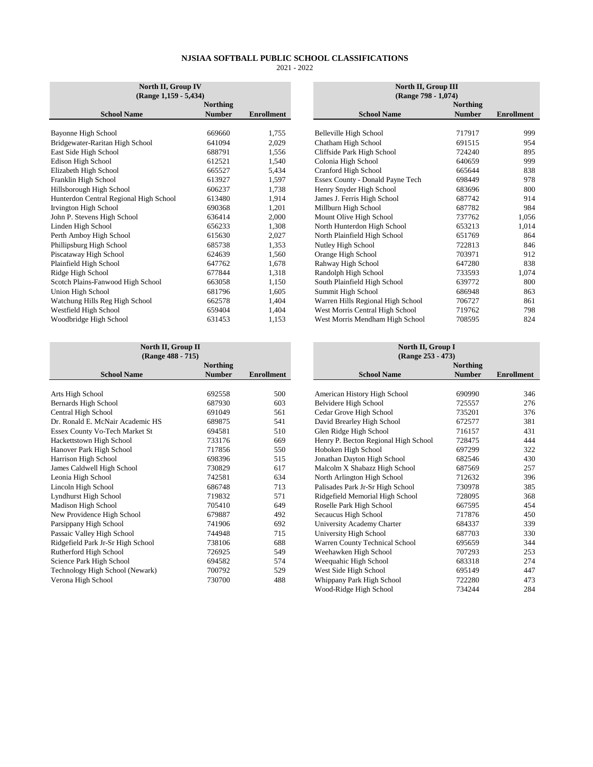# NJSIAA SOFTBALL PUBLIC SCHOOL CLASSIFICATIONS

2021 - 2022

| North II, Group IV (Range 1,159 - 5,434) | | |
|---|---|---|
| **School Name** | **Northing Number** | **Enrollment** |
| Bayonne High School | 669660 | 1,755 |
| Bridgewater-Raritan High School | 641094 | 2,029 |
| East Side High School | 688791 | 1,556 |
| Edison High School | 612521 | 1,540 |
| Elizabeth High School | 665527 | 5,434 |
| Franklin High School | 613927 | 1,597 |
| Hillsborough High School | 606237 | 1,738 |
| Hunterdon Central Regional High School | 613480 | 1,914 |
| Irvington High School | 690368 | 1,201 |
| John P. Stevens High School | 636414 | 2,000 |
| Linden High School | 656233 | 1,308 |
| Perth Amboy High School | 615630 | 2,027 |
| Phillipsburg High School | 685738 | 1,353 |
| Piscataway High School | 624639 | 1,560 |
| Plainfield High School | 647762 | 1,678 |
| Ridge High School | 677844 | 1,318 |
| Scotch Plains-Fanwood High School | 663058 | 1,150 |
| Union High School | 681796 | 1,605 |
| Watchung Hills Reg High School | 662578 | 1,404 |
| Westfield High School | 659404 | 1,404 |
| Woodbridge High School | 631453 | 1,153 |

| North II, Group III (Range 798 - 1,074) | | |
|---|---|---|
| **School Name** | **Northing Number** | **Enrollment** |
| Belleville High School | 717917 | 999 |
| Chatham High School | 691515 | 954 |
| Cliffside Park High School | 724240 | 895 |
| Colonia High School | 640659 | 999 |
| Cranford High School | 665644 | 838 |
| Essex County - Donald Payne Tech | 698449 | 978 |
| Henry Snyder High School | 683696 | 800 |
| James J. Ferris High School | 687742 | 914 |
| Millburn High School | 687782 | 984 |
| Mount Olive High School | 737762 | 1,056 |
| North Hunterdon High School | 653213 | 1,014 |
| North Plainfield High School | 651769 | 864 |
| Nutley High School | 722813 | 846 |
| Orange High School | 703971 | 912 |
| Rahway High School | 647280 | 838 |
| Randolph High School | 733593 | 1,074 |
| South Plainfield High School | 639772 | 800 |
| Summit High School | 686948 | 863 |
| Warren Hills Regional High School | 706727 | 861 |
| West Morris Central High School | 719762 | 798 |
| West Morris Mendham High School | 708595 | 824 |

| North II, Group II (Range 488 - 715) | | |
|---|---|---|
| **School Name** | **Northing Number** | **Enrollment** |
| Arts High School | 692558 | 500 |
| Bernards High School | 687930 | 603 |
| Central High School | 691049 | 561 |
| Dr. Ronald E. McNair Academic HS | 689875 | 541 |
| Essex County Vo-Tech Market St | 694581 | 510 |
| Hackettstown High School | 733176 | 669 |
| Hanover Park High School | 717856 | 550 |
| Harrison High School | 698396 | 515 |
| James Caldwell High School | 730829 | 617 |
| Leonia High School | 742581 | 634 |
| Lincoln High School | 686748 | 713 |
| Lyndhurst High School | 719832 | 571 |
| Madison High School | 705410 | 649 |
| New Providence High School | 679887 | 492 |
| Parsippany High School | 741906 | 692 |
| Passaic Valley High School | 744948 | 715 |
| Ridgefield Park Jr-Sr High School | 738106 | 688 |
| Rutherford High School | 726925 | 549 |
| Science Park High School | 694582 | 574 |
| Technology High School (Newark) | 700792 | 529 |
| Verona High School | 730700 | 488 |

| North II, Group I (Range 253 - 473) | | |
|---|---|---|
| **School Name** | **Northing Number** | **Enrollment** |
| American History High School | 690990 | 346 |
| Belvidere High School | 725557 | 276 |
| Cedar Grove High School | 735201 | 376 |
| David Brearley High School | 672577 | 381 |
| Glen Ridge High School | 716157 | 431 |
| Henry P. Becton Regional High School | 728475 | 444 |
| Hoboken High School | 697299 | 322 |
| Jonathan Dayton High School | 682546 | 430 |
| Malcolm X Shabazz High School | 687569 | 257 |
| North Arlington High School | 712632 | 396 |
| Palisades Park Jr-Sr High School | 730978 | 385 |
| Ridgefield Memorial High School | 728095 | 368 |
| Roselle Park High School | 667595 | 454 |
| Secaucus High School | 717876 | 450 |
| University Academy Charter | 684337 | 339 |
| University High School | 687703 | 330 |
| Warren County Technical School | 695659 | 344 |
| Weehawken High School | 707293 | 253 |
| Weequahic High School | 683318 | 274 |
| West Side High School | 695149 | 447 |
| Whippany Park High School | 722280 | 473 |
| Wood-Ridge High School | 734244 | 284 |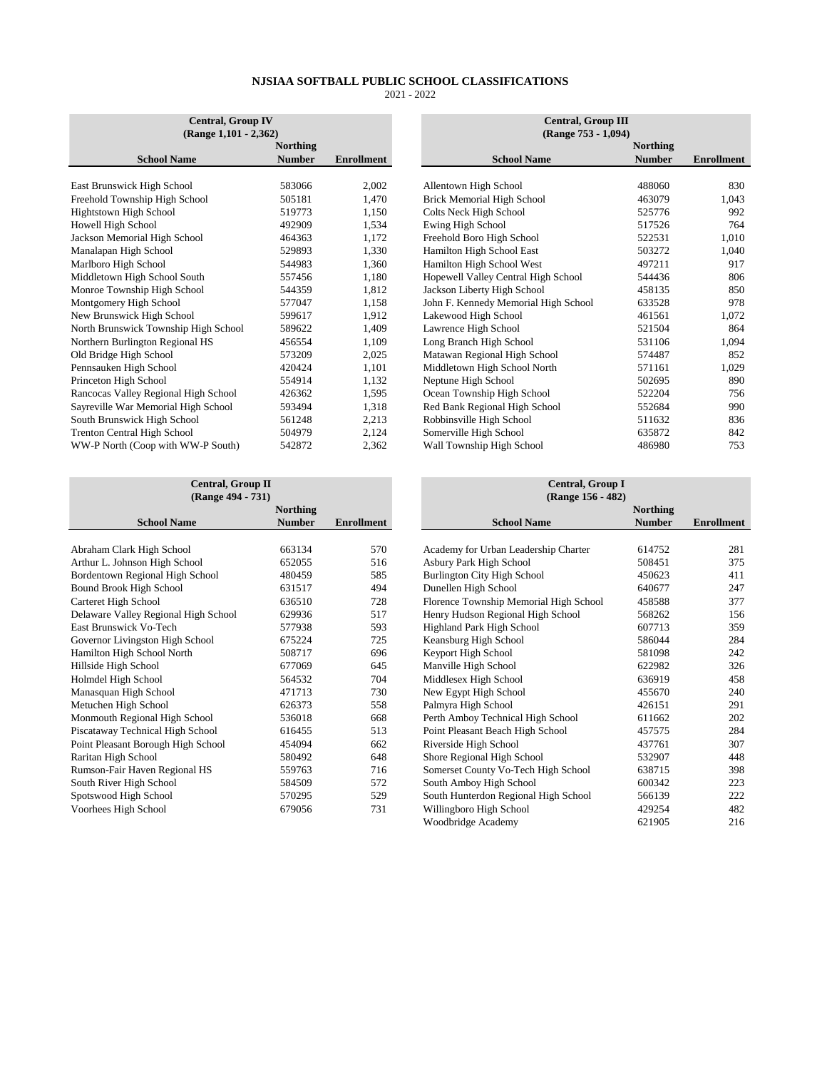# NJSIAA SOFTBALL PUBLIC SCHOOL CLASSIFICATIONS

2021 - 2022

| Central, Group IV (Range 1,101 - 2,362) | | |
|---|---|---|
| **School Name** | **Northing Number** | **Enrollment** |
| East Brunswick High School | 583066 | 2,002 |
| Freehold Township High School | 505181 | 1,470 |
| Hightstown High School | 519773 | 1,150 |
| Howell High School | 492909 | 1,534 |
| Jackson Memorial High School | 464363 | 1,172 |
| Manalapan High School | 529893 | 1,330 |
| Marlboro High School | 544983 | 1,360 |
| Middletown High School South | 557456 | 1,180 |
| Monroe Township High School | 544359 | 1,812 |
| Montgomery High School | 577047 | 1,158 |
| New Brunswick High School | 599617 | 1,912 |
| North Brunswick Township High School | 589622 | 1,409 |
| Northern Burlington Regional HS | 456554 | 1,109 |
| Old Bridge High School | 573209 | 2,025 |
| Pennsauken High School | 420424 | 1,101 |
| Princeton High School | 554914 | 1,132 |
| Rancocas Valley Regional High School | 426362 | 1,595 |
| Sayreville War Memorial High School | 593494 | 1,318 |
| South Brunswick High School | 561248 | 2,213 |
| Trenton Central High School | 504979 | 2,124 |
| WW-P North (Coop with WW-P South) | 542872 | 2,362 |

| Central, Group III (Range 753 - 1,094) | | |
|---|---|---|
| **School Name** | **Northing Number** | **Enrollment** |
| Allentown High School | 488060 | 830 |
| Brick Memorial High School | 463079 | 1,043 |
| Colts Neck High School | 525776 | 992 |
| Ewing High School | 517526 | 764 |
| Freehold Boro High School | 522531 | 1,010 |
| Hamilton High School East | 503272 | 1,040 |
| Hamilton High School West | 497211 | 917 |
| Hopewell Valley Central High School | 544436 | 806 |
| Jackson Liberty High School | 458135 | 850 |
| John F. Kennedy Memorial High School | 633528 | 978 |
| Lakewood High School | 461561 | 1,072 |
| Lawrence High School | 521504 | 864 |
| Long Branch High School | 531106 | 1,094 |
| Matawan Regional High School | 574487 | 852 |
| Middletown High School North | 571161 | 1,029 |
| Neptune High School | 502695 | 890 |
| Ocean Township High School | 522204 | 756 |
| Red Bank Regional High School | 552684 | 990 |
| Robbinsville High School | 511632 | 836 |
| Somerville High School | 635872 | 842 |
| Wall Township High School | 486980 | 753 |

| Central, Group II (Range 494 - 731) | | |
|---|---|---|
| **School Name** | **Northing Number** | **Enrollment** |
| Abraham Clark High School | 663134 | 570 |
| Arthur L. Johnson High School | 652055 | 516 |
| Bordentown Regional High School | 480459 | 585 |
| Bound Brook High School | 631517 | 494 |
| Carteret High School | 636510 | 728 |
| Delaware Valley Regional High School | 629936 | 517 |
| East Brunswick Vo-Tech | 577938 | 593 |
| Governor Livingston High School | 675224 | 725 |
| Hamilton High School North | 508717 | 696 |
| Hillside High School | 677069 | 645 |
| Holmdel High School | 564532 | 704 |
| Manasquan High School | 471713 | 730 |
| Metuchen High School | 626373 | 558 |
| Monmouth Regional High School | 536018 | 668 |
| Piscataway Technical High School | 616455 | 513 |
| Point Pleasant Borough High School | 454094 | 662 |
| Raritan High School | 580492 | 648 |
| Rumson-Fair Haven Regional HS | 559763 | 716 |
| South River High School | 584509 | 572 |
| Spotswood High School | 570295 | 529 |
| Voorhees High School | 679056 | 731 |

| Central, Group I (Range 156 - 482) | | |
|---|---|---|
| **School Name** | **Northing Number** | **Enrollment** |
| Academy for Urban Leadership Charter | 614752 | 281 |
| Asbury Park High School | 508451 | 375 |
| Burlington City High School | 450623 | 411 |
| Dunellen High School | 640677 | 247 |
| Florence Township Memorial High School | 458588 | 377 |
| Henry Hudson Regional High School | 568262 | 156 |
| Highland Park High School | 607713 | 359 |
| Keansburg High School | 586044 | 284 |
| Keyport High School | 581098 | 242 |
| Manville High School | 622982 | 326 |
| Middlesex High School | 636919 | 458 |
| New Egypt High School | 455670 | 240 |
| Palmyra High School | 426151 | 291 |
| Perth Amboy Technical High School | 611662 | 202 |
| Point Pleasant Beach High School | 457575 | 284 |
| Riverside High School | 437761 | 307 |
| Shore Regional High School | 532907 | 448 |
| Somerset County Vo-Tech High School | 638715 | 398 |
| South Amboy High School | 600342 | 223 |
| South Hunterdon Regional High School | 566139 | 222 |
| Willingboro High School | 429254 | 482 |
| Woodbridge Academy | 621905 | 216 |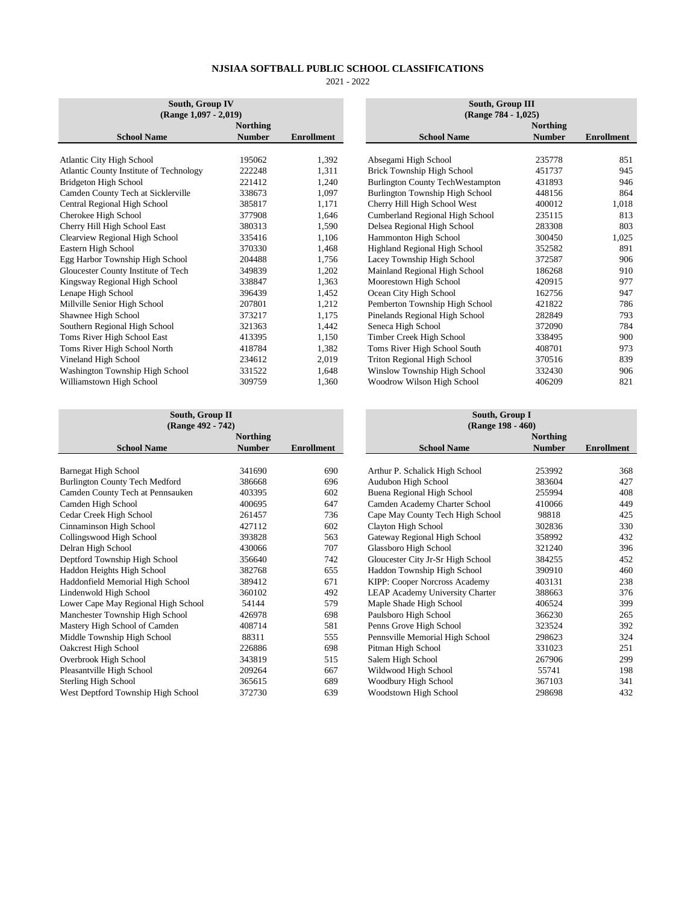# NJSIAA SOFTBALL PUBLIC SCHOOL CLASSIFICATIONS

2021 - 2022

| South, Group IV (Range 1,097 - 2,019) | | |
|---|---|---|
| **School Name** | **Northing Number** | **Enrollment** |
| Atlantic City High School | 195062 | 1,392 |
| Atlantic County Institute of Technology | 222248 | 1,311 |
| Bridgeton High School | 221412 | 1,240 |
| Camden County Tech at Sicklerville | 338673 | 1,097 |
| Central Regional High School | 385817 | 1,171 |
| Cherokee High School | 377908 | 1,646 |
| Cherry Hill High School East | 380313 | 1,590 |
| Clearview Regional High School | 335416 | 1,106 |
| Eastern High School | 370330 | 1,468 |
| Egg Harbor Township High School | 204488 | 1,756 |
| Gloucester County Institute of Tech | 349839 | 1,202 |
| Kingsway Regional High School | 338847 | 1,363 |
| Lenape High School | 396439 | 1,452 |
| Millville Senior High School | 207801 | 1,212 |
| Shawnee High School | 373217 | 1,175 |
| Southern Regional High School | 321363 | 1,442 |
| Toms River High School East | 413395 | 1,150 |
| Toms River High School North | 418784 | 1,382 |
| Vineland High School | 234612 | 2,019 |
| Washington Township High School | 331522 | 1,648 |
| Williamstown High School | 309759 | 1,360 |

| South, Group III (Range 784 - 1,025) | | |
|---|---|---|
| **School Name** | **Northing Number** | **Enrollment** |
| Absegami High School | 235778 | 851 |
| Brick Township High School | 451737 | 945 |
| Burlington County TechWestampton | 431893 | 946 |
| Burlington Township High School | 448156 | 864 |
| Cherry Hill High School West | 400012 | 1,018 |
| Cumberland Regional High School | 235115 | 813 |
| Delsea Regional High School | 283308 | 803 |
| Hammonton High School | 300450 | 1,025 |
| Highland Regional High School | 352582 | 891 |
| Lacey Township High School | 372587 | 906 |
| Mainland Regional High School | 186268 | 910 |
| Moorestown High School | 420915 | 977 |
| Ocean City High School | 162756 | 947 |
| Pemberton Township High School | 421822 | 786 |
| Pinelands Regional High School | 282849 | 793 |
| Seneca High School | 372090 | 784 |
| Timber Creek High School | 338495 | 900 |
| Toms River High School South | 408701 | 973 |
| Triton Regional High School | 370516 | 839 |
| Winslow Township High School | 332430 | 906 |
| Woodrow Wilson High School | 406209 | 821 |

| South, Group II (Range 492 - 742) | | |
|---|---|---|
| **School Name** | **Northing Number** | **Enrollment** |
| Barnegat High School | 341690 | 690 |
| Burlington County Tech Medford | 386668 | 696 |
| Camden County Tech at Pennsauken | 403395 | 602 |
| Camden High School | 400695 | 647 |
| Cedar Creek High School | 261457 | 736 |
| Cinnaminson High School | 427112 | 602 |
| Collingswood High School | 393828 | 563 |
| Delran High School | 430066 | 707 |
| Deptford Township High School | 356640 | 742 |
| Haddon Heights High School | 382768 | 655 |
| Haddonfield Memorial High School | 389412 | 671 |
| Lindenwold High School | 360102 | 492 |
| Lower Cape May Regional High School | 54144 | 579 |
| Manchester Township High School | 426978 | 698 |
| Mastery High School of Camden | 408714 | 581 |
| Middle Township High School | 88311 | 555 |
| Oakcrest High School | 226886 | 698 |
| Overbrook High School | 343819 | 515 |
| Pleasantville High School | 209264 | 667 |
| Sterling High School | 365615 | 689 |
| West Deptford Township High School | 372730 | 639 |

| South, Group I (Range 198 - 460) | | |
|---|---|---|
| **School Name** | **Northing Number** | **Enrollment** |
| Arthur P. Schalick High School | 253992 | 368 |
| Audubon High School | 383604 | 427 |
| Buena Regional High School | 255994 | 408 |
| Camden Academy Charter School | 410066 | 449 |
| Cape May County Tech High School | 98818 | 425 |
| Clayton High School | 302836 | 330 |
| Gateway Regional High School | 358992 | 432 |
| Glassboro High School | 321240 | 396 |
| Gloucester City Jr-Sr High School | 384255 | 452 |
| Haddon Township High School | 390910 | 460 |
| KIPP: Cooper Norcross Academy | 403131 | 238 |
| LEAP Academy University Charter | 388663 | 376 |
| Maple Shade High School | 406524 | 399 |
| Paulsboro High School | 366230 | 265 |
| Penns Grove High School | 323524 | 392 |
| Pennsville Memorial High School | 298623 | 324 |
| Pitman High School | 331023 | 251 |
| Salem High School | 267906 | 299 |
| Wildwood High School | 55741 | 198 |
| Woodbury High School | 367103 | 341 |
| Woodstown High School | 298698 | 432 |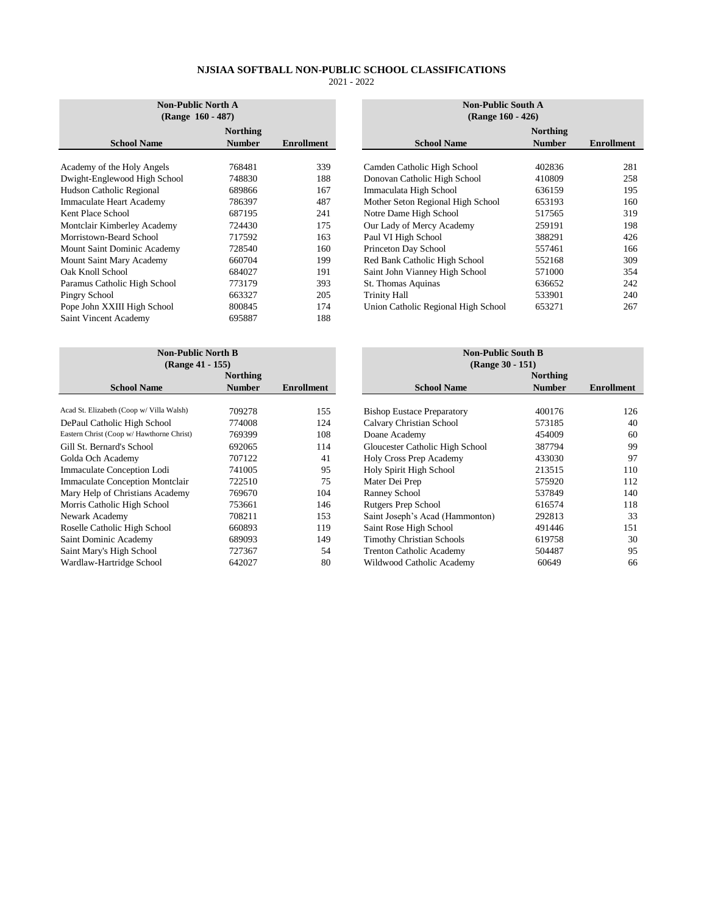# NJSIAA SOFTBALL NON-PUBLIC SCHOOL CLASSIFICATIONS

2021 - 2022

| Non-Public North A (Range 160 - 487) | | |
| --- | --- | --- |
| **School Name** | **Northing Number** | **Enrollment** |
| Academy of the Holy Angels | 768481 | 339 |
| Dwight-Englewood High School | 748830 | 188 |
| Hudson Catholic Regional | 689866 | 167 |
| Immaculate Heart Academy | 786397 | 487 |
| Kent Place School | 687195 | 241 |
| Montclair Kimberley Academy | 724430 | 175 |
| Morristown-Beard School | 717592 | 163 |
| Mount Saint Dominic Academy | 728540 | 160 |
| Mount Saint Mary Academy | 660704 | 199 |
| Oak Knoll School | 684027 | 191 |
| Paramus Catholic High School | 773179 | 393 |
| Pingry School | 663327 | 205 |
| Pope John XXIII High School | 800845 | 174 |
| Saint Vincent Academy | 695887 | 188 |

| Non-Public South A (Range 160 - 426) | | |
| --- | --- | --- |
| **School Name** | **Northing Number** | **Enrollment** |
| Camden Catholic High School | 402836 | 281 |
| Donovan Catholic High School | 410809 | 258 |
| Immaculata High School | 636159 | 195 |
| Mother Seton Regional High School | 653193 | 160 |
| Notre Dame High School | 517565 | 319 |
| Our Lady of Mercy Academy | 259191 | 198 |
| Paul VI High School | 388291 | 426 |
| Princeton Day School | 557461 | 166 |
| Red Bank Catholic High School | 552168 | 309 |
| Saint John Vianney High School | 571000 | 354 |
| St. Thomas Aquinas | 636652 | 242 |
| Trinity Hall | 533901 | 240 |
| Union Catholic Regional High School | 653271 | 267 |

| Non-Public North B (Range 41 - 155) | | |
| --- | --- | --- |
| **School Name** | **Northing Number** | **Enrollment** |
| Acad St. Elizabeth (Coop w/ Villa Walsh) | 709278 | 155 |
| DePaul Catholic High School | 774008 | 124 |
| Eastern Christ (Coop w/ Hawthorne Christ) | 769399 | 108 |
| Gill St. Bernard's School | 692065 | 114 |
| Golda Och Academy | 707122 | 41 |
| Immaculate Conception Lodi | 741005 | 95 |
| Immaculate Conception Montclair | 722510 | 75 |
| Mary Help of Christians Academy | 769670 | 104 |
| Morris Catholic High School | 753661 | 146 |
| Newark Academy | 708211 | 153 |
| Roselle Catholic High School | 660893 | 119 |
| Saint Dominic Academy | 689093 | 149 |
| Saint Mary's High School | 727367 | 54 |
| Wardlaw-Hartridge School | 642027 | 80 |

| Non-Public South B (Range 30 - 151) | | |
| --- | --- | --- |
| **School Name** | **Northing Number** | **Enrollment** |
| Bishop Eustace Preparatory | 400176 | 126 |
| Calvary Christian School | 573185 | 40 |
| Doane Academy | 454009 | 60 |
| Gloucester Catholic High School | 387794 | 99 |
| Holy Cross Prep Academy | 433030 | 97 |
| Holy Spirit High School | 213515 | 110 |
| Mater Dei Prep | 575920 | 112 |
| Ranney School | 537849 | 140 |
| Rutgers Prep School | 616574 | 118 |
| Saint Joseph's Acad (Hammonton) | 292813 | 33 |
| Saint Rose High School | 491446 | 151 |
| Timothy Christian Schools | 619758 | 30 |
| Trenton Catholic Academy | 504487 | 95 |
| Wildwood Catholic Academy | 60649 | 66 |